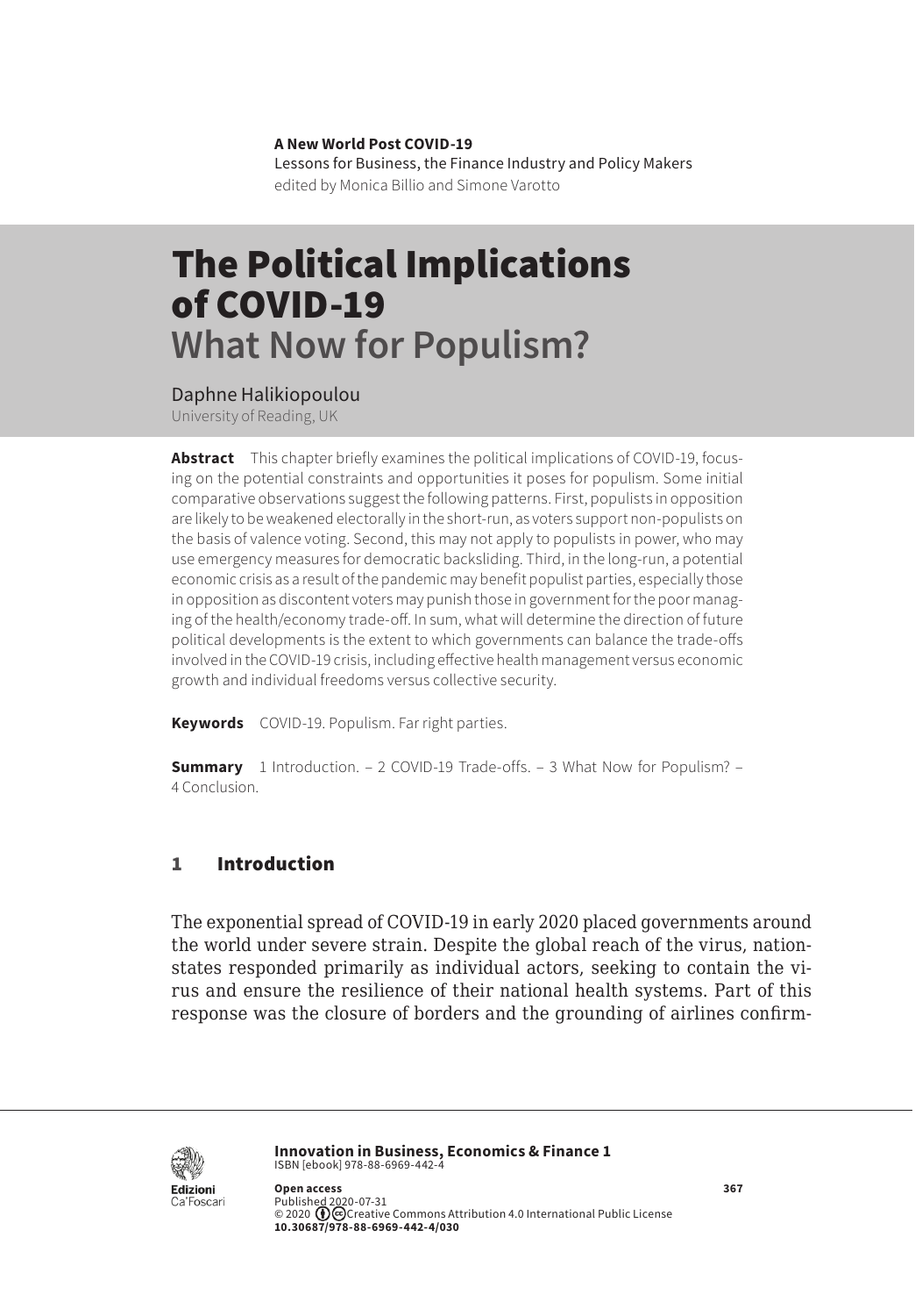**A New World Post COVID-19**
Lessons for Business, the Finance Industry and Policy Makers
edited by Monica Billio and Simone Varotto

# The Political Implications of COVID-19
## What Now for Populism?

Daphne Halikiopoulou
University of Reading, UK

**Abstract** This chapter briefly examines the political implications of COVID-19, focusing on the potential constraints and opportunities it poses for populism. Some initial comparative observations suggest the following patterns. First, populists in opposition are likely to be weakened electorally in the short-run, as voters support non-populists on the basis of valence voting. Second, this may not apply to populists in power, who may use emergency measures for democratic backsliding. Third, in the long-run, a potential economic crisis as a result of the pandemic may benefit populist parties, especially those in opposition as discontent voters may punish those in government for the poor managing of the health/economy trade-off. In sum, what will determine the direction of future political developments is the extent to which governments can balance the trade-offs involved in the COVID-19 crisis, including effective health management versus economic growth and individual freedoms versus collective security.

**Keywords** COVID-19. Populism. Far right parties.

**Summary** 1 Introduction. – 2 COVID-19 Trade-offs. – 3 What Now for Populism? – 4 Conclusion.

## 1 Introduction

The exponential spread of COVID-19 in early 2020 placed governments around the world under severe strain. Despite the global reach of the virus, nation-states responded primarily as individual actors, seeking to contain the virus and ensure the resilience of their national health systems. Part of this response was the closure of borders and the grounding of airlines confirm-

**Innovation in Business, Economics & Finance 1**
ISBN [ebook] 978-88-6969-442-4

**Open access**
Published 2020-07-31
© 2020 Creative Commons Attribution 4.0 International Public License
**10.30687/978-88-6969-442-4/030**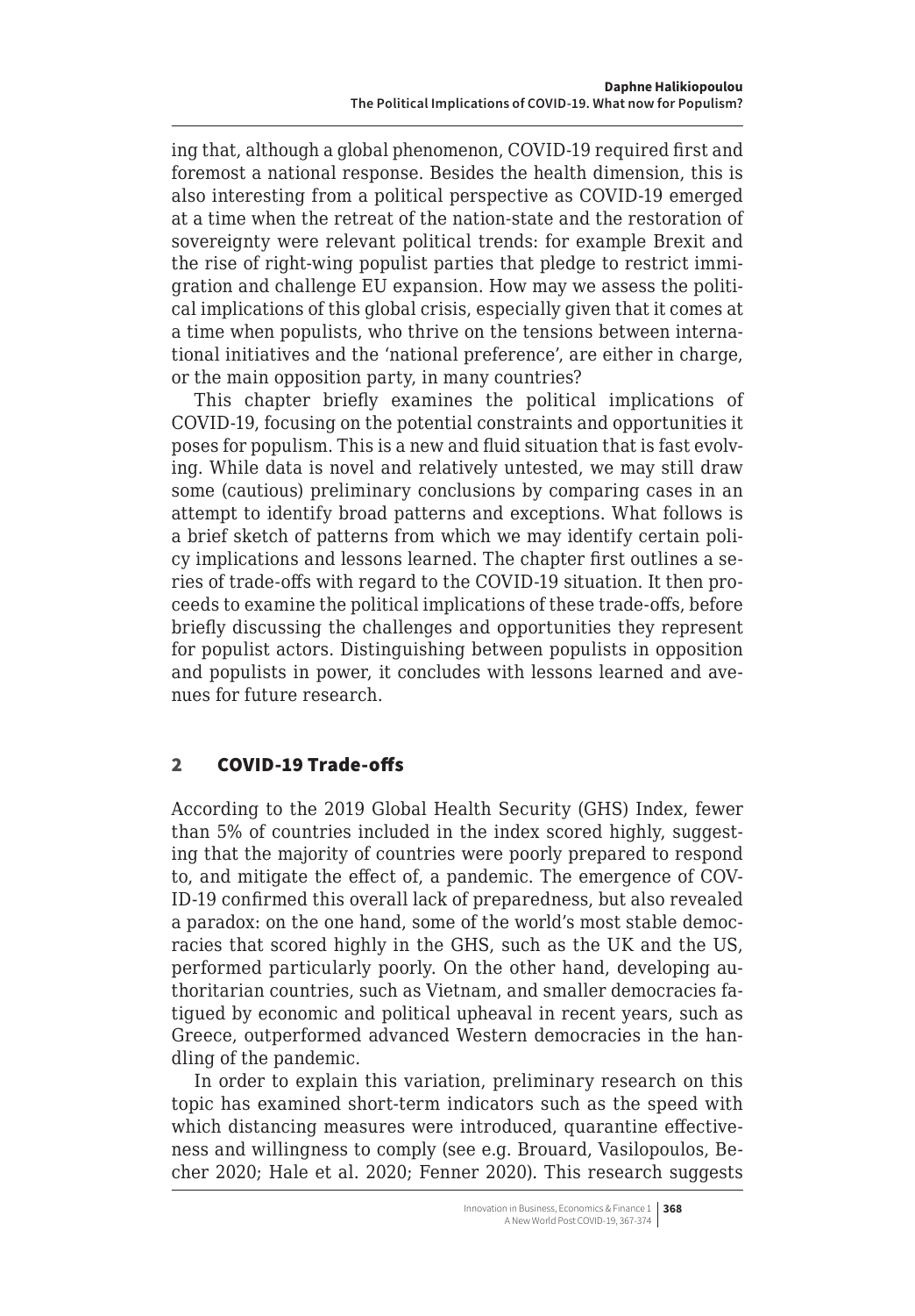ing that, although a global phenomenon, COVID-19 required first and foremost a national response. Besides the health dimension, this is also interesting from a political perspective as COVID-19 emerged at a time when the retreat of the nation-state and the restoration of sovereignty were relevant political trends: for example Brexit and the rise of right-wing populist parties that pledge to restrict immigration and challenge EU expansion. How may we assess the political implications of this global crisis, especially given that it comes at a time when populists, who thrive on the tensions between international initiatives and the 'national preference', are either in charge, or the main opposition party, in many countries?

This chapter briefly examines the political implications of COVID-19, focusing on the potential constraints and opportunities it poses for populism. This is a new and fluid situation that is fast evolving. While data is novel and relatively untested, we may still draw some (cautious) preliminary conclusions by comparing cases in an attempt to identify broad patterns and exceptions. What follows is a brief sketch of patterns from which we may identify certain policy implications and lessons learned. The chapter first outlines a series of trade-offs with regard to the COVID-19 situation. It then proceeds to examine the political implications of these trade-offs, before briefly discussing the challenges and opportunities they represent for populist actors. Distinguishing between populists in opposition and populists in power, it concludes with lessons learned and avenues for future research.

## 2 COVID-19 Trade-offs

According to the 2019 Global Health Security (GHS) Index, fewer than 5% of countries included in the index scored highly, suggesting that the majority of countries were poorly prepared to respond to, and mitigate the effect of, a pandemic. The emergence of COVID-19 confirmed this overall lack of preparedness, but also revealed a paradox: on the one hand, some of the world's most stable democracies that scored highly in the GHS, such as the UK and the US, performed particularly poorly. On the other hand, developing authoritarian countries, such as Vietnam, and smaller democracies fatigued by economic and political upheaval in recent years, such as Greece, outperformed advanced Western democracies in the handling of the pandemic.

In order to explain this variation, preliminary research on this topic has examined short-term indicators such as the speed with which distancing measures were introduced, quarantine effectiveness and willingness to comply (see e.g. Brouard, Vasilopoulos, Becher 2020; Hale et al. 2020; Fenner 2020). This research suggests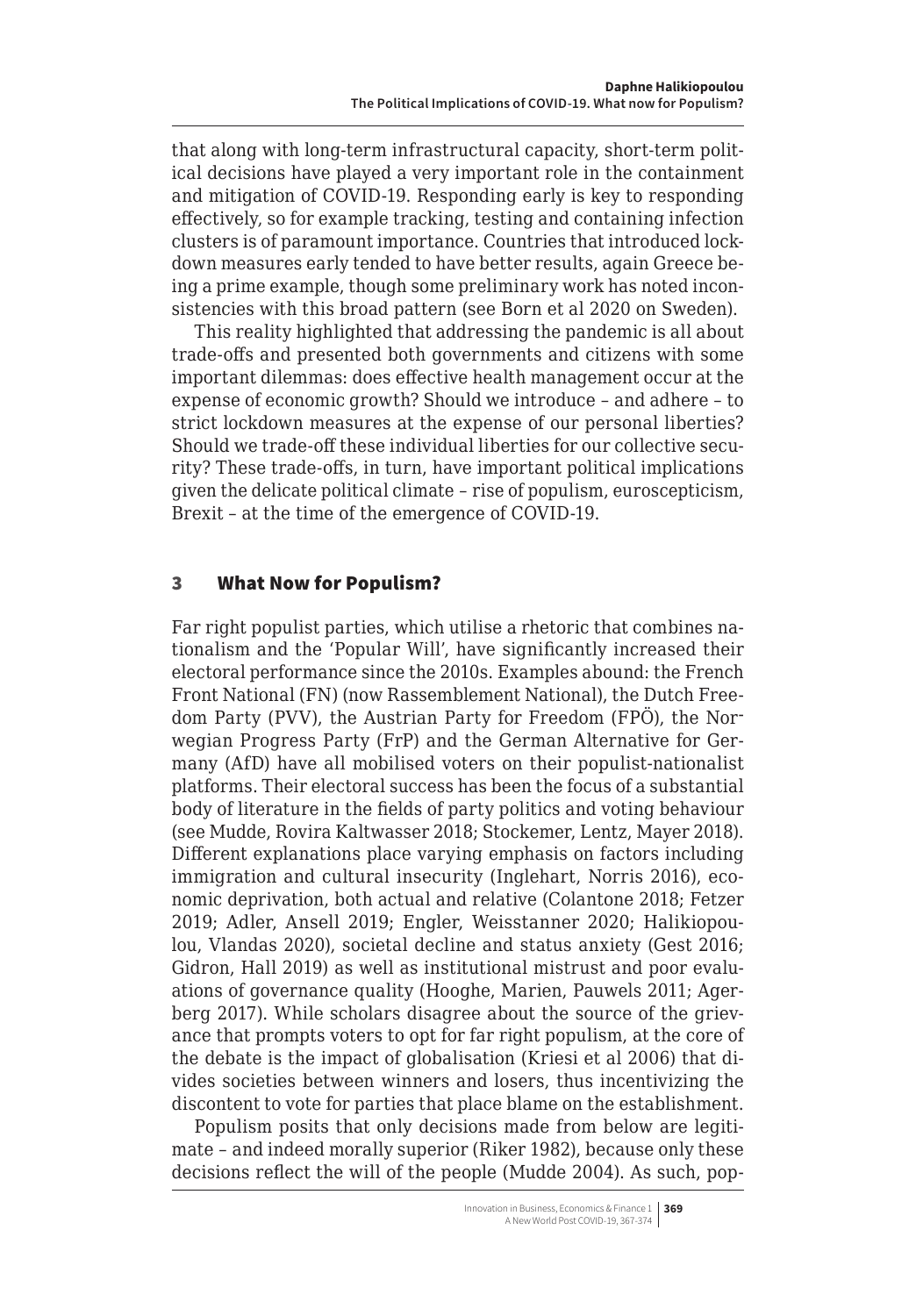that along with long-term infrastructural capacity, short-term political decisions have played a very important role in the containment and mitigation of COVID-19. Responding early is key to responding effectively, so for example tracking, testing and containing infection clusters is of paramount importance. Countries that introduced lockdown measures early tended to have better results, again Greece being a prime example, though some preliminary work has noted inconsistencies with this broad pattern (see Born et al 2020 on Sweden).

This reality highlighted that addressing the pandemic is all about trade-offs and presented both governments and citizens with some important dilemmas: does effective health management occur at the expense of economic growth? Should we introduce – and adhere – to strict lockdown measures at the expense of our personal liberties? Should we trade-off these individual liberties for our collective security? These trade-offs, in turn, have important political implications given the delicate political climate – rise of populism, euroscepticism, Brexit – at the time of the emergence of COVID-19.

## 3 What Now for Populism?

Far right populist parties, which utilise a rhetoric that combines nationalism and the 'Popular Will', have significantly increased their electoral performance since the 2010s. Examples abound: the French Front National (FN) (now Rassemblement National), the Dutch Freedom Party (PVV), the Austrian Party for Freedom (FPÖ), the Norwegian Progress Party (FrP) and the German Alternative for Germany (AfD) have all mobilised voters on their populist-nationalist platforms. Their electoral success has been the focus of a substantial body of literature in the fields of party politics and voting behaviour (see Mudde, Rovira Kaltwasser 2018; Stockemer, Lentz, Mayer 2018). Different explanations place varying emphasis on factors including immigration and cultural insecurity (Inglehart, Norris 2016), economic deprivation, both actual and relative (Colantone 2018; Fetzer 2019; Adler, Ansell 2019; Engler, Weisstanner 2020; Halikiopoulou, Vlandas 2020), societal decline and status anxiety (Gest 2016; Gidron, Hall 2019) as well as institutional mistrust and poor evaluations of governance quality (Hooghe, Marien, Pauwels 2011; Agerberg 2017). While scholars disagree about the source of the grievance that prompts voters to opt for far right populism, at the core of the debate is the impact of globalisation (Kriesi et al 2006) that divides societies between winners and losers, thus incentivizing the discontent to vote for parties that place blame on the establishment.

Populism posits that only decisions made from below are legitimate – and indeed morally superior (Riker 1982), because only these decisions reflect the will of the people (Mudde 2004). As such, pop-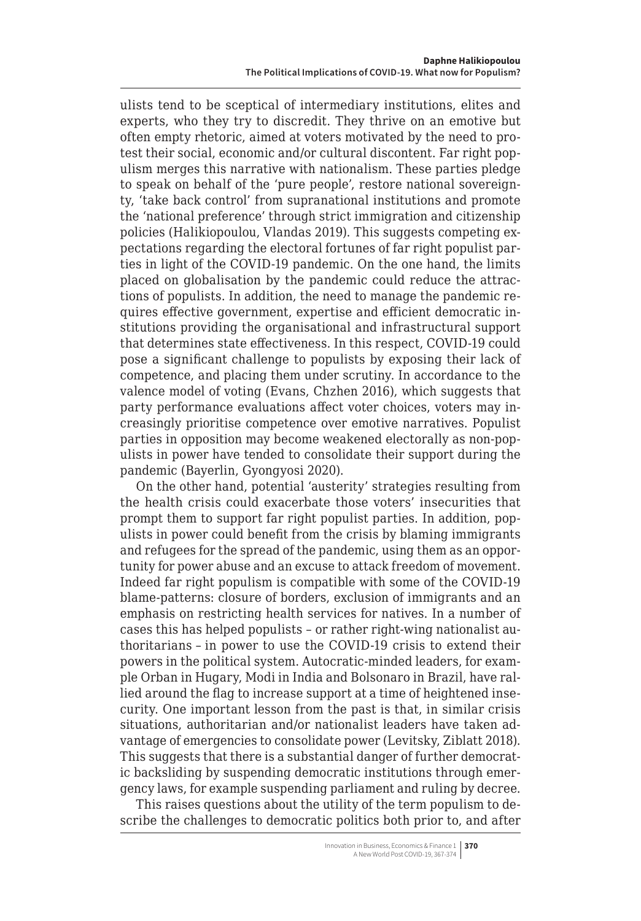ulists tend to be sceptical of intermediary institutions, elites and experts, who they try to discredit. They thrive on an emotive but often empty rhetoric, aimed at voters motivated by the need to protest their social, economic and/or cultural discontent. Far right populism merges this narrative with nationalism. These parties pledge to speak on behalf of the 'pure people', restore national sovereignty, 'take back control' from supranational institutions and promote the 'national preference' through strict immigration and citizenship policies (Halikiopoulou, Vlandas 2019). This suggests competing expectations regarding the electoral fortunes of far right populist parties in light of the COVID-19 pandemic. On the one hand, the limits placed on globalisation by the pandemic could reduce the attractions of populists. In addition, the need to manage the pandemic requires effective government, expertise and efficient democratic institutions providing the organisational and infrastructural support that determines state effectiveness. In this respect, COVID-19 could pose a significant challenge to populists by exposing their lack of competence, and placing them under scrutiny. In accordance to the valence model of voting (Evans, Chzhen 2016), which suggests that party performance evaluations affect voter choices, voters may increasingly prioritise competence over emotive narratives. Populist parties in opposition may become weakened electorally as non-populists in power have tended to consolidate their support during the pandemic (Bayerlin, Gyongyosi 2020).

On the other hand, potential 'austerity' strategies resulting from the health crisis could exacerbate those voters' insecurities that prompt them to support far right populist parties. In addition, populists in power could benefit from the crisis by blaming immigrants and refugees for the spread of the pandemic, using them as an opportunity for power abuse and an excuse to attack freedom of movement. Indeed far right populism is compatible with some of the COVID-19 blame-patterns: closure of borders, exclusion of immigrants and an emphasis on restricting health services for natives. In a number of cases this has helped populists – or rather right-wing nationalist authoritarians – in power to use the COVID-19 crisis to extend their powers in the political system. Autocratic-minded leaders, for example Orban in Hugary, Modi in India and Bolsonaro in Brazil, have rallied around the flag to increase support at a time of heightened insecurity. One important lesson from the past is that, in similar crisis situations, authoritarian and/or nationalist leaders have taken advantage of emergencies to consolidate power (Levitsky, Ziblatt 2018). This suggests that there is a substantial danger of further democratic backsliding by suspending democratic institutions through emergency laws, for example suspending parliament and ruling by decree.

This raises questions about the utility of the term populism to describe the challenges to democratic politics both prior to, and after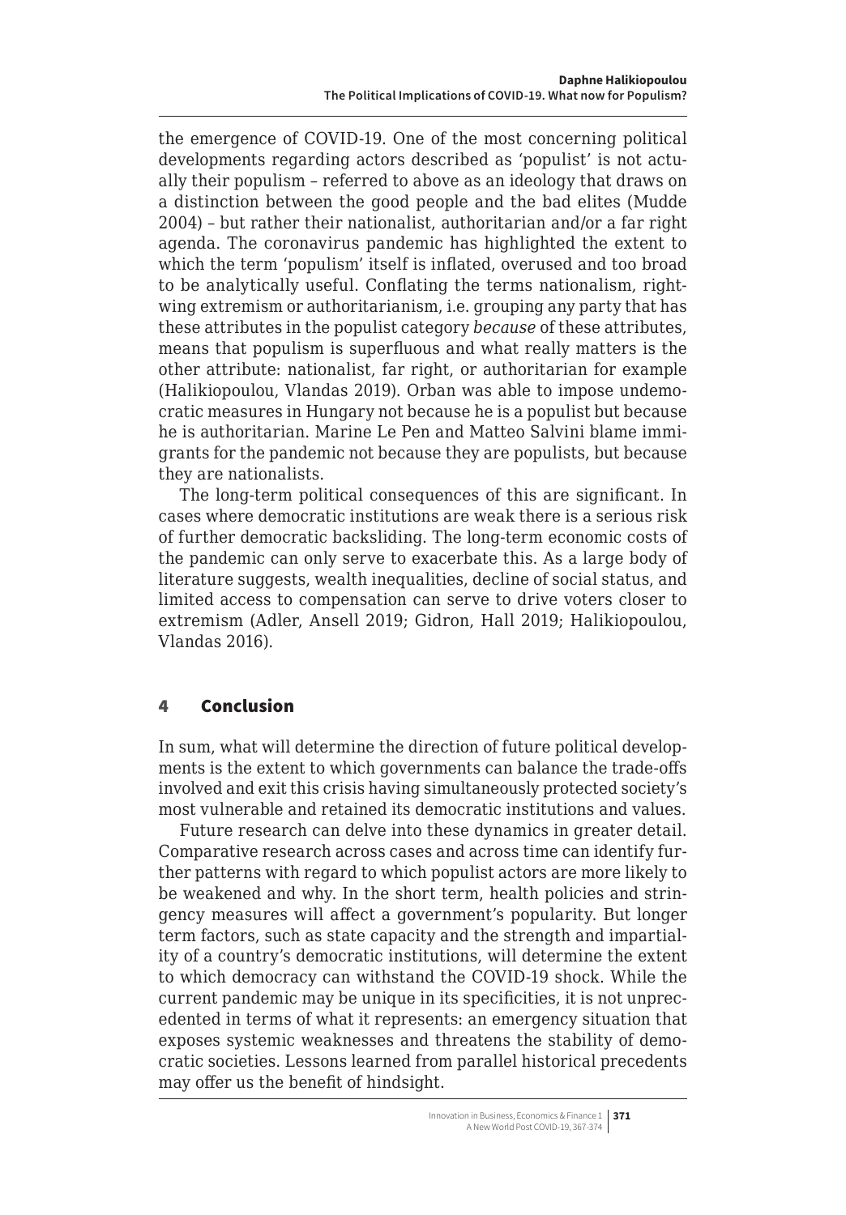the emergence of COVID-19. One of the most concerning political developments regarding actors described as 'populist' is not actually their populism – referred to above as an ideology that draws on a distinction between the good people and the bad elites (Mudde 2004) – but rather their nationalist, authoritarian and/or a far right agenda. The coronavirus pandemic has highlighted the extent to which the term 'populism' itself is inflated, overused and too broad to be analytically useful. Conflating the terms nationalism, right-wing extremism or authoritarianism, i.e. grouping any party that has these attributes in the populist category *because* of these attributes, means that populism is superfluous and what really matters is the other attribute: nationalist, far right, or authoritarian for example (Halikiopoulou, Vlandas 2019). Orban was able to impose undemocratic measures in Hungary not because he is a populist but because he is authoritarian. Marine Le Pen and Matteo Salvini blame immigrants for the pandemic not because they are populists, but because they are nationalists.

The long-term political consequences of this are significant. In cases where democratic institutions are weak there is a serious risk of further democratic backsliding. The long-term economic costs of the pandemic can only serve to exacerbate this. As a large body of literature suggests, wealth inequalities, decline of social status, and limited access to compensation can serve to drive voters closer to extremism (Adler, Ansell 2019; Gidron, Hall 2019; Halikiopoulou, Vlandas 2016).

## 4 Conclusion

In sum, what will determine the direction of future political developments is the extent to which governments can balance the trade-offs involved and exit this crisis having simultaneously protected society's most vulnerable and retained its democratic institutions and values.

Future research can delve into these dynamics in greater detail. Comparative research across cases and across time can identify further patterns with regard to which populist actors are more likely to be weakened and why. In the short term, health policies and stringency measures will affect a government's popularity. But longer term factors, such as state capacity and the strength and impartiality of a country's democratic institutions, will determine the extent to which democracy can withstand the COVID-19 shock. While the current pandemic may be unique in its specificities, it is not unprecedented in terms of what it represents: an emergency situation that exposes systemic weaknesses and threatens the stability of democratic societies. Lessons learned from parallel historical precedents may offer us the benefit of hindsight.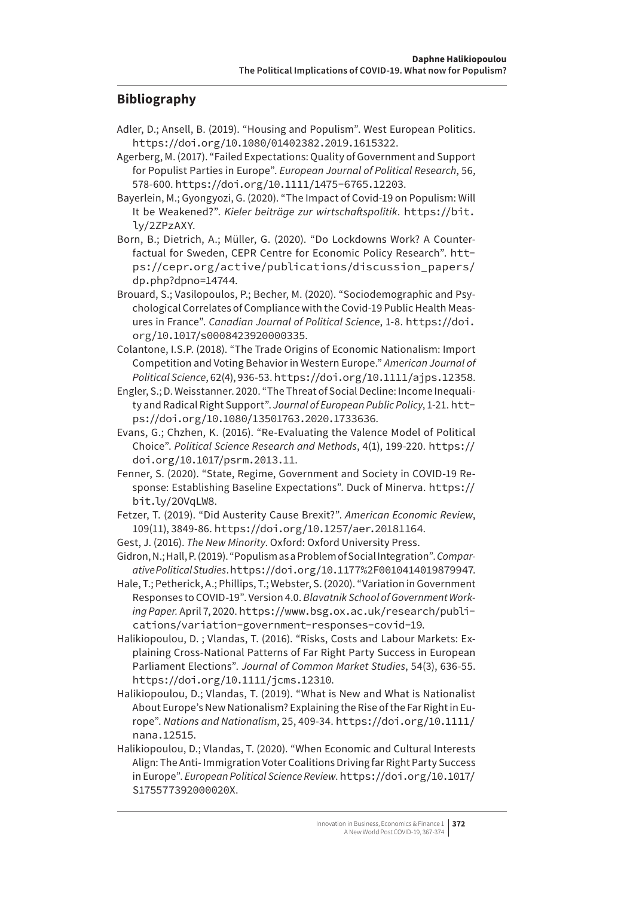## Bibliography

Adler, D.; Ansell, B. (2019). "Housing and Populism". West European Politics. https://doi.org/10.1080/01402382.2019.1615322.

Agerberg, M. (2017). "Failed Expectations: Quality of Government and Support for Populist Parties in Europe". *European Journal of Political Research*, 56, 578-600. https://doi.org/10.1111/1475-6765.12203.

Bayerlein, M.; Gyongyozi, G. (2020). "The Impact of Covid-19 on Populism: Will It be Weakened?". *Kieler beiträge zur wirtschaftspolitik*. https://bit.ly/2ZPzAXY.

Born, B.; Dietrich, A.; Müller, G. (2020). "Do Lockdowns Work? A Counterfactual for Sweden, CEPR Centre for Economic Policy Research". https://cepr.org/active/publications/discussion_papers/dp.php?dpno=14744.

Brouard, S.; Vasilopoulos, P.; Becher, M. (2020). "Sociodemographic and Psychological Correlates of Compliance with the Covid-19 Public Health Measures in France". *Canadian Journal of Political Science*, 1-8. https://doi.org/10.1017/s0008423920000335.

Colantone, I.S.P. (2018). "The Trade Origins of Economic Nationalism: Import Competition and Voting Behavior in Western Europe." *American Journal of Political Science*, 62(4), 936-53. https://doi.org/10.1111/ajps.12358.

Engler, S.; D. Weisstanner. 2020. "The Threat of Social Decline: Income Inequality and Radical Right Support". *Journal of European Public Policy*, 1-21. https://doi.org/10.1080/13501763.2020.1733636.

Evans, G.; Chzhen, K. (2016). "Re-Evaluating the Valence Model of Political Choice". *Political Science Research and Methods*, 4(1), 199-220. https://doi.org/10.1017/psrm.2013.11.

Fenner, S. (2020). "State, Regime, Government and Society in COVID-19 Response: Establishing Baseline Expectations". Duck of Minerva. https://bit.ly/2OVqLW8.

Fetzer, T. (2019). "Did Austerity Cause Brexit?". *American Economic Review*, 109(11), 3849-86. https://doi.org/10.1257/aer.20181164.

Gest, J. (2016). *The New Minority*. Oxford: Oxford University Press.

Gidron, N.; Hall, P. (2019). "Populism as a Problem of Social Integration". *Comparative Political Studies*. https://doi.org/10.1177%2F0010414019879947.

Hale, T.; Petherick, A.; Phillips, T.; Webster, S. (2020). "Variation in Government Responses to COVID-19". Version 4.0. *Blavatnik School of Government Working Paper*. April 7, 2020. https://www.bsg.ox.ac.uk/research/publications/variation-government-responses-covid-19.

Halikiopoulou, D. ; Vlandas, T. (2016). "Risks, Costs and Labour Markets: Explaining Cross-National Patterns of Far Right Party Success in European Parliament Elections". *Journal of Common Market Studies*, 54(3), 636-55. https://doi.org/10.1111/jcms.12310.

Halikiopoulou, D.; Vlandas, T. (2019). "What is New and What is Nationalist About Europe's New Nationalism? Explaining the Rise of the Far Right in Europe". *Nations and Nationalism*, 25, 409-34. https://doi.org/10.1111/nana.12515.

Halikiopoulou, D.; Vlandas, T. (2020). "When Economic and Cultural Interests Align: The Anti- Immigration Voter Coalitions Driving far Right Party Success in Europe". *European Political Science Review*. https://doi.org/10.1017/S175577392000020X.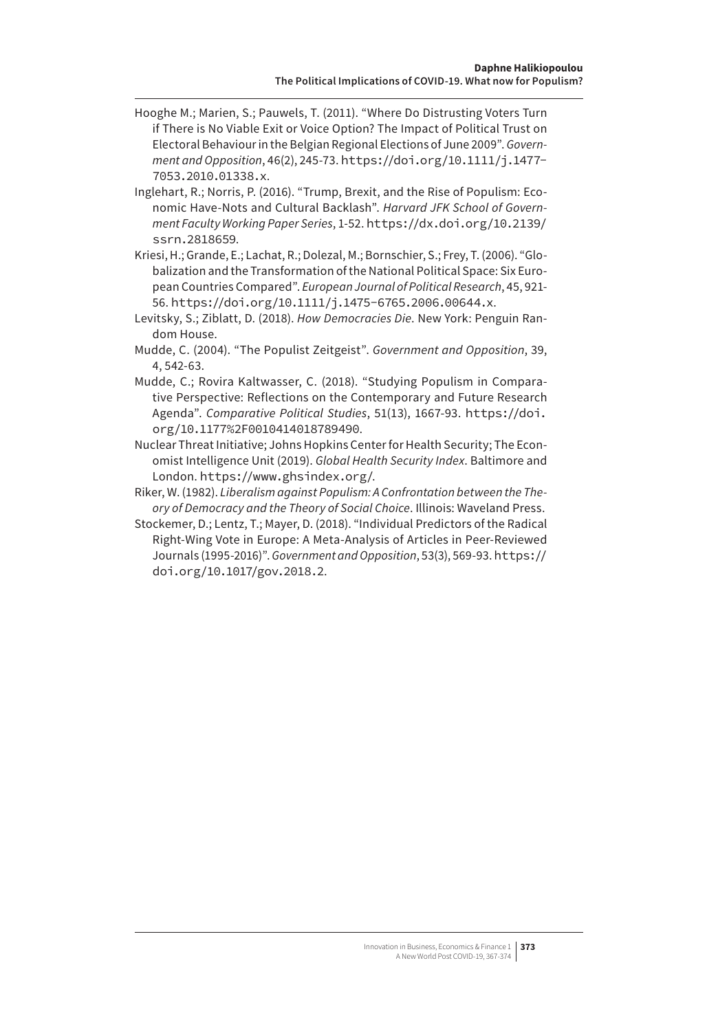Hooghe M.; Marien, S.; Pauwels, T. (2011). "Where Do Distrusting Voters Turn if There is No Viable Exit or Voice Option? The Impact of Political Trust on Electoral Behaviour in the Belgian Regional Elections of June 2009". *Government and Opposition*, 46(2), 245-73. https://doi.org/10.1111/j.1477-7053.2010.01338.x.

Inglehart, R.; Norris, P. (2016). "Trump, Brexit, and the Rise of Populism: Economic Have-Nots and Cultural Backlash". *Harvard JFK School of Government Faculty Working Paper Series*, 1-52. https://dx.doi.org/10.2139/ssrn.2818659.

Kriesi, H.; Grande, E.; Lachat, R.; Dolezal, M.; Bornschier, S.; Frey, T. (2006). "Globalization and the Transformation of the National Political Space: Six European Countries Compared". *European Journal of Political Research*, 45, 921-56. https://doi.org/10.1111/j.1475-6765.2006.00644.x.

Levitsky, S.; Ziblatt, D. (2018). *How Democracies Die*. New York: Penguin Random House.

Mudde, C. (2004). "The Populist Zeitgeist". *Government and Opposition*, 39, 4, 542-63.

Mudde, C.; Rovira Kaltwasser, C. (2018). "Studying Populism in Comparative Perspective: Reflections on the Contemporary and Future Research Agenda". *Comparative Political Studies*, 51(13), 1667-93. https://doi.org/10.1177%2F0010414018789490.

Nuclear Threat Initiative; Johns Hopkins Center for Health Security; The Economist Intelligence Unit (2019). *Global Health Security Index*. Baltimore and London. https://www.ghsindex.org/.

Riker, W. (1982). *Liberalism against Populism: A Confrontation between the Theory of Democracy and the Theory of Social Choice*. Illinois: Waveland Press.

Stockemer, D.; Lentz, T.; Mayer, D. (2018). "Individual Predictors of the Radical Right-Wing Vote in Europe: A Meta-Analysis of Articles in Peer-Reviewed Journals (1995-2016)". *Government and Opposition*, 53(3), 569-93. https://doi.org/10.1017/gov.2018.2.